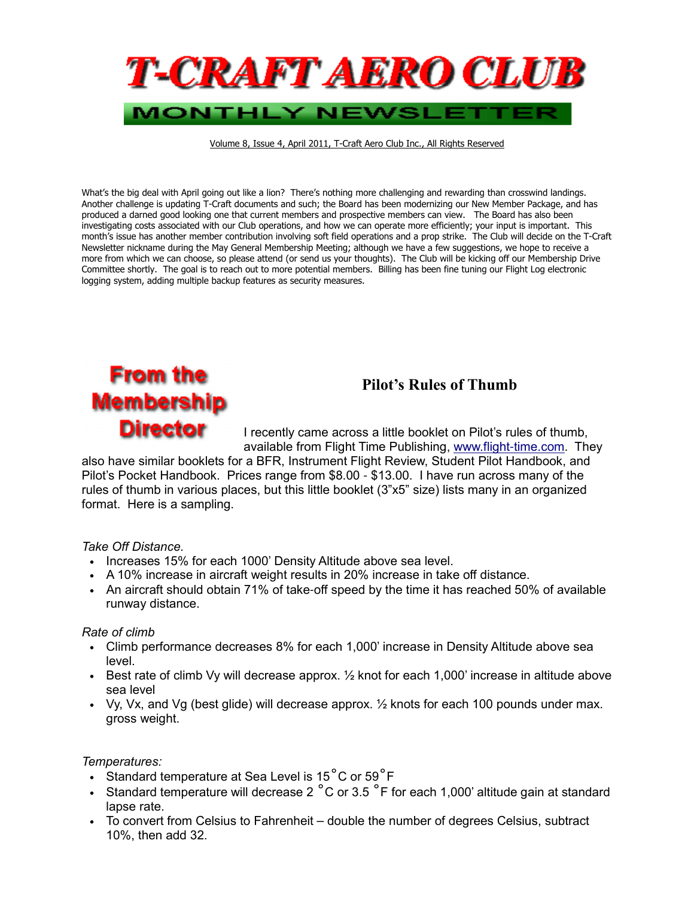# T-CRAFT AERO CLUB

## MONTHLY NEWSLETTER

Volume 8, Issue 4, April 2011, T-Craft Aero Club Inc., All Rights Reserved

What's the big deal with April going out like a lion? There's nothing more challenging and rewarding than crosswind landings. Another challenge is updating T-Craft documents and such; the Board has been modernizing our New Member Package, and has produced a darned good looking one that current members and prospective members can view. The Board has also been investigating costs associated with our Club operations, and how we can operate more efficiently; your input is important. This month's issue has another member contribution involving soft field operations and a prop strike. The Club will decide on the T-Craft Newsletter nickname during the May General Membership Meeting; although we have a few suggestions, we hope to receive a more from which we can choose, so please attend (or send us your thoughts). The Club will be kicking off our Membership Drive Committee shortly. The goal is to reach out to more potential members. Billing has been fine tuning our Flight Log electronic logging system, adding multiple backup features as security measures.

## From the Membership Director

### Pilot's Rules of Thumb

I recently came across a little booklet on Pilot's rules of thumb, available from Flight Time Publishing, www.flight-time.com. They also have similar booklets for a BFR, Instrument Flight Review, Student Pilot Handbook, and Pilot's Pocket Handbook. Prices range from $8.00 - $13.00. I have run across many of the rules of thumb in various places, but this little booklet (3"x5" size) lists many in an organized format. Here is a sampling.

*Take Off Distance.*

- Increases 15% for each 1000' Density Altitude above sea level.
- A 10% increase in aircraft weight results in 20% increase in take off distance.
- An aircraft should obtain 71% of take-off speed by the time it has reached 50% of available runway distance.

*Rate of climb*

- Climb performance decreases 8% for each 1,000' increase in Density Altitude above sea level.
- Best rate of climb Vy will decrease approx. ½ knot for each 1,000' increase in altitude above sea level
- Vy, Vx, and Vg (best glide) will decrease approx. ½ knots for each 100 pounds under max. gross weight.

*Temperatures:*

- Standard temperature at Sea Level is 15°C or 59°F
- Standard temperature will decrease 2 °C or 3.5 °F for each 1,000' altitude gain at standard lapse rate.
- To convert from Celsius to Fahrenheit – double the number of degrees Celsius, subtract 10%, then add 32.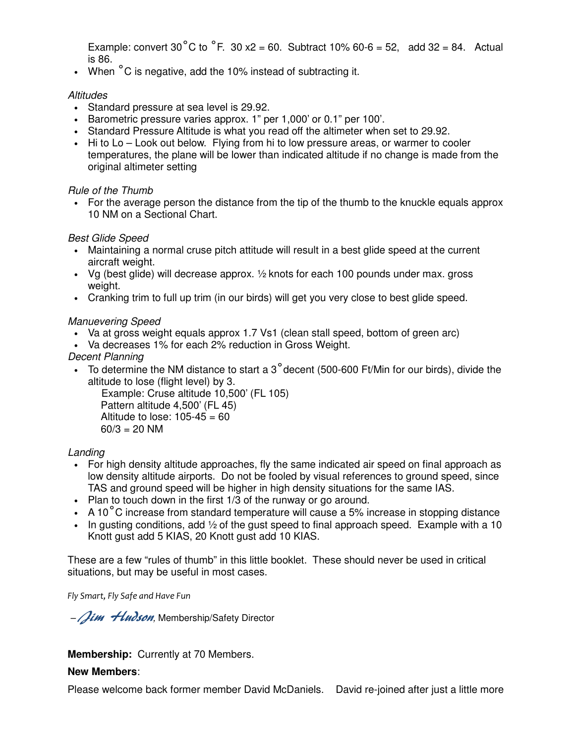Example: convert 30˚C to ˚F. 30 x2 = 60. Subtract 10% 60-6 = 52, add 32 = 84. Actual is 86.

- When ˚C is negative, add the 10% instead of subtracting it.

*Altitudes*

- Standard pressure at sea level is 29.92.
- Barometric pressure varies approx. 1" per 1,000' or 0.1" per 100'.
- Standard Pressure Altitude is what you read off the altimeter when set to 29.92.
- Hi to Lo – Look out below. Flying from hi to low pressure areas, or warmer to cooler temperatures, the plane will be lower than indicated altitude if no change is made from the original altimeter setting

*Rule of the Thumb*

- For the average person the distance from the tip of the thumb to the knuckle equals approx 10 NM on a Sectional Chart.

*Best Glide Speed*

- Maintaining a normal cruse pitch attitude will result in a best glide speed at the current aircraft weight.
- Vg (best glide) will decrease approx. ½ knots for each 100 pounds under max. gross weight.
- Cranking trim to full up trim (in our birds) will get you very close to best glide speed.

*Manuevering Speed*

- Va at gross weight equals approx 1.7 Vs1 (clean stall speed, bottom of green arc)
- Va decreases 1% for each 2% reduction in Gross Weight.

*Decent Planning*

- To determine the NM distance to start a 3˚decent (500-600 Ft/Min for our birds), divide the altitude to lose (flight level) by 3.

  Example: Cruse altitude 10,500' (FL 105)
  Pattern altitude 4,500' (FL 45)
  Altitude to lose: 105-45 = 60
  60/3 = 20 NM

*Landing*

- For high density altitude approaches, fly the same indicated air speed on final approach as low density altitude airports. Do not be fooled by visual references to ground speed, since TAS and ground speed will be higher in high density situations for the same IAS.
- Plan to touch down in the first 1/3 of the runway or go around.
- A 10˚C increase from standard temperature will cause a 5% increase in stopping distance
- In gusting conditions, add ½ of the gust speed to final approach speed. Example with a 10 Knott gust add 5 KIAS, 20 Knott gust add 10 KIAS.

These are a few "rules of thumb" in this little booklet. These should never be used in critical situations, but may be useful in most cases.

*Fly Smart, Fly Safe and Have Fun*

– *Jim Hudson*, Membership/Safety Director

**Membership:** Currently at 70 Members.

**New Members**:

Please welcome back former member David McDaniels. David re-joined after just a little more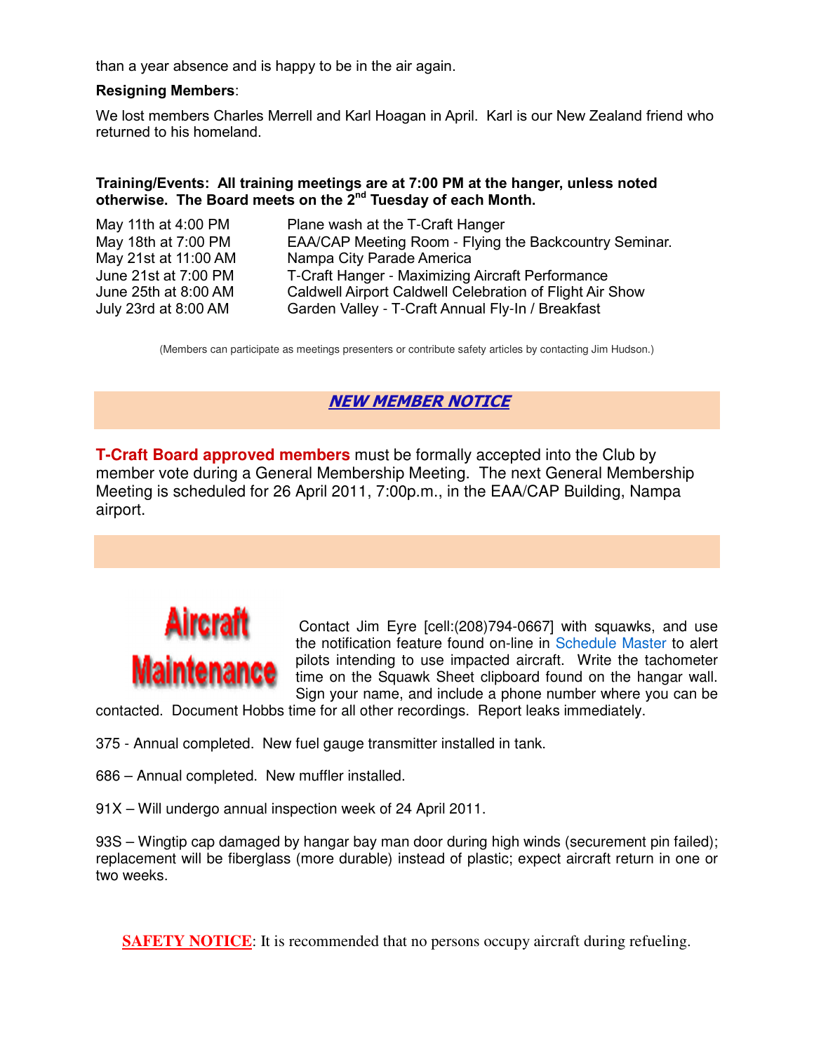than a year absence and is happy to be in the air again.

**Resigning Members**:

We lost members Charles Merrell and Karl Hoagan in April. Karl is our New Zealand friend who returned to his homeland.

**Training/Events: All training meetings are at 7:00 PM at the hanger, unless noted otherwise. The Board meets on the 2nd Tuesday of each Month.**

| | |
|---|---|
| May 11th at 4:00 PM | Plane wash at the T-Craft Hanger |
| May 18th at 7:00 PM | EAA/CAP Meeting Room - Flying the Backcountry Seminar. |
| May 21st at 11:00 AM | Nampa City Parade America |
| June 21st at 7:00 PM | T-Craft Hanger - Maximizing Aircraft Performance |
| June 25th at 8:00 AM | Caldwell Airport Caldwell Celebration of Flight Air Show |
| July 23rd at 8:00 AM | Garden Valley - T-Craft Annual Fly-In / Breakfast |

(Members can participate as meetings presenters or contribute safety articles by contacting Jim Hudson.)

## *NEW MEMBER NOTICE*

**T-Craft Board approved members** must be formally accepted into the Club by member vote during a General Membership Meeting. The next General Membership Meeting is scheduled for 26 April 2011, 7:00p.m., in the EAA/CAP Building, Nampa airport.

## Aircraft Maintenance

Contact Jim Eyre [cell:(208)794-0667] with squawks, and use the notification feature found on-line in Schedule Master to alert pilots intending to use impacted aircraft. Write the tachometer time on the Squawk Sheet clipboard found on the hangar wall. Sign your name, and include a phone number where you can be contacted. Document Hobbs time for all other recordings. Report leaks immediately.

375 - Annual completed. New fuel gauge transmitter installed in tank.

686 – Annual completed. New muffler installed.

91X – Will undergo annual inspection week of 24 April 2011.

93S – Wingtip cap damaged by hangar bay man door during high winds (securement pin failed); replacement will be fiberglass (more durable) instead of plastic; expect aircraft return in one or two weeks.

**SAFETY NOTICE**: It is recommended that no persons occupy aircraft during refueling.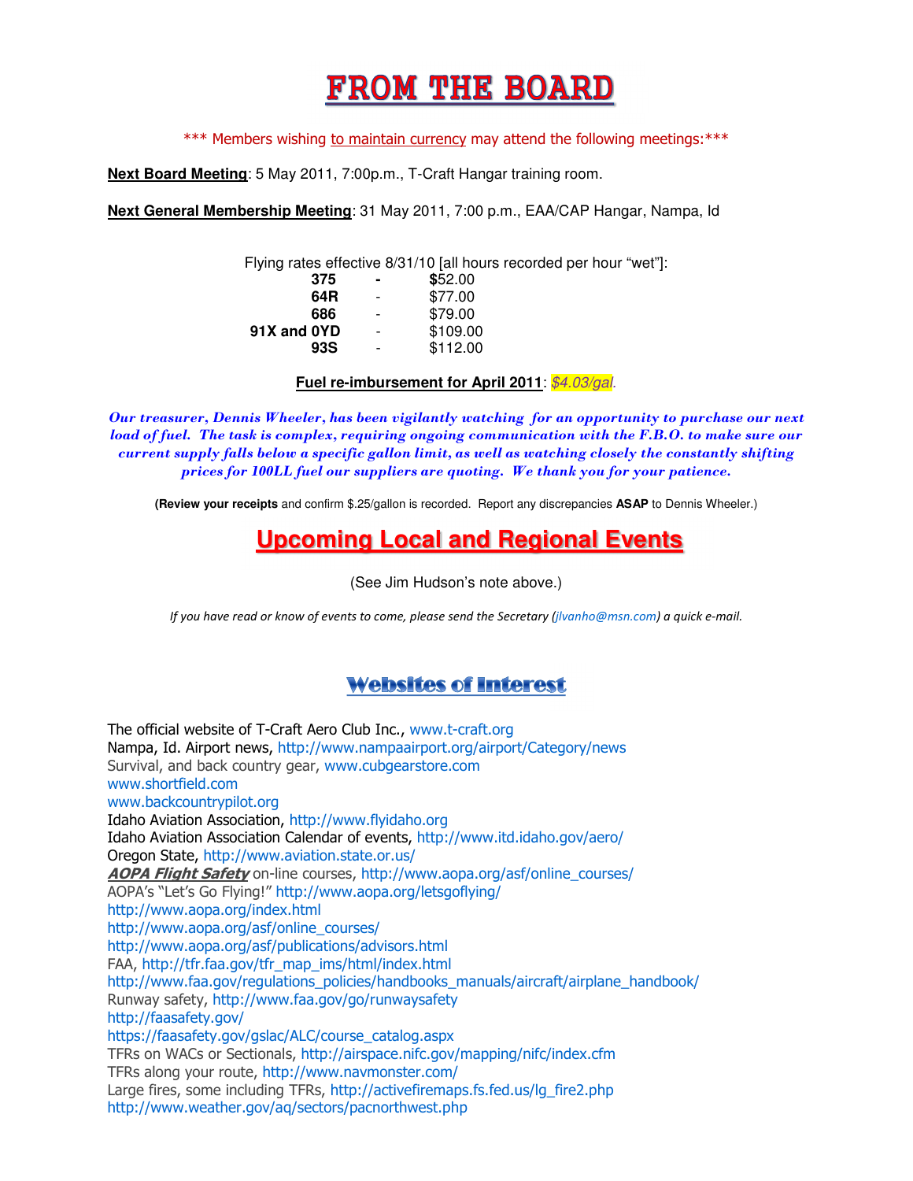# FROM THE BOARD

\*\*\* Members wishing to maintain currency may attend the following meetings:\*\*\*

**Next Board Meeting**: 5 May 2011, 7:00p.m., T-Craft Hangar training room.

**Next General Membership Meeting**: 31 May 2011, 7:00 p.m., EAA/CAP Hangar, Nampa, Id

Flying rates effective 8/31/10 [all hours recorded per hour "wet"]:

| | | |
|---|---|---|
| **375** | **-** | **$**52.00 |
| **64R** | - | $77.00 |
| **686** | - | $79.00 |
| **91X and 0YD** | - | $109.00 |
| **93S** | - | $112.00 |

**Fuel re-imbursement for April 2011**: *$4.03/gal*.

***Our treasurer, Dennis Wheeler, has been vigilantly watching for an opportunity to purchase our next load of fuel. The task is complex, requiring ongoing communication with the F.B.O. to make sure our current supply falls below a specific gallon limit, as well as watching closely the constantly shifting prices for 100LL fuel our suppliers are quoting. We thank you for your patience.***

(**Review your receipts** and confirm $.25/gallon is recorded. Report any discrepancies **ASAP** to Dennis Wheeler.)

## Upcoming Local and Regional Events

(See Jim Hudson's note above.)

*If you have read or know of events to come, please send the Secretary (jlvanho@msn.com) a quick e-mail.*

## Websites of Interest

The official website of T-Craft Aero Club Inc., www.t-craft.org
Nampa, Id. Airport news, http://www.nampaairport.org/airport/Category/news
Survival, and back country gear, www.cubgearstore.com
www.shortfield.com
www.backcountrypilot.org
Idaho Aviation Association, http://www.flyidaho.org
Idaho Aviation Association Calendar of events, http://www.itd.idaho.gov/aero/
Oregon State, http://www.aviation.state.or.us/
***AOPA Flight Safety*** on-line courses, http://www.aopa.org/asf/online_courses/
AOPA's "Let's Go Flying!" http://www.aopa.org/letsgoflying/
http://www.aopa.org/index.html
http://www.aopa.org/asf/online_courses/
http://www.aopa.org/asf/publications/advisors.html
FAA, http://tfr.faa.gov/tfr_map_ims/html/index.html
http://www.faa.gov/regulations_policies/handbooks_manuals/aircraft/airplane_handbook/
Runway safety, http://www.faa.gov/go/runwaysafety
http://faasafety.gov/
https://faasafety.gov/gslac/ALC/course_catalog.aspx
TFRs on WACs or Sectionals, http://airspace.nifc.gov/mapping/nifc/index.cfm
TFRs along your route, http://www.navmonster.com/
Large fires, some including TFRs, http://activefiremaps.fs.fed.us/lg_fire2.php
http://www.weather.gov/aq/sectors/pacnorthwest.php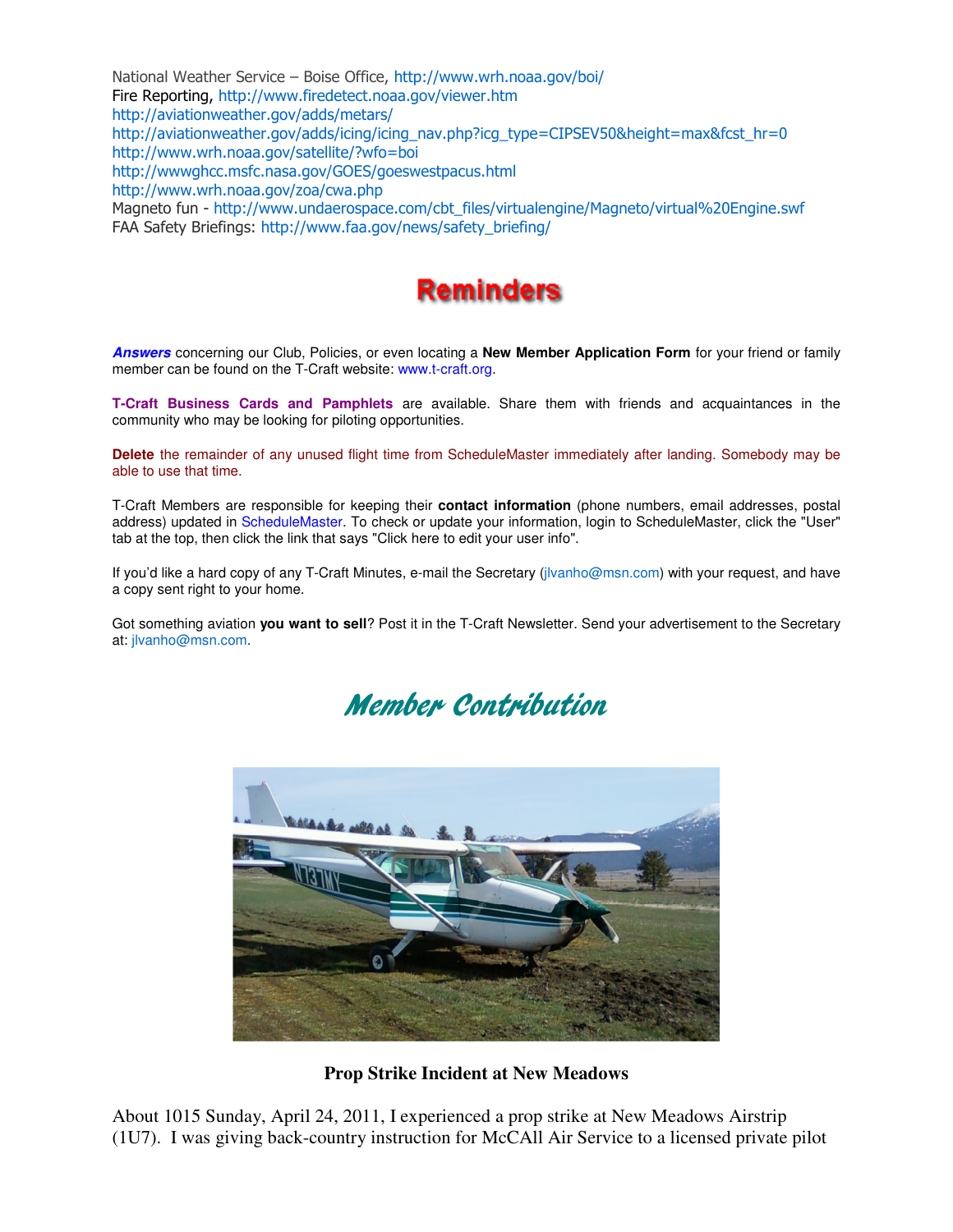National Weather Service – Boise Office, http://www.wrh.noaa.gov/boi/
Fire Reporting, http://www.firedetect.noaa.gov/viewer.htm
http://aviationweather.gov/adds/metars/
http://aviationweather.gov/adds/icing/icing_nav.php?icg_type=CIPSEV50&height=max&fcst_hr=0
http://www.wrh.noaa.gov/satellite/?wfo=boi
http://wwwghcc.msfc.nasa.gov/GOES/goeswestpacus.html
http://www.wrh.noaa.gov/zoa/cwa.php
Magneto fun - http://www.undaerospace.com/cbt_files/virtualengine/Magneto/virtual%20Engine.swf
FAA Safety Briefings: http://www.faa.gov/news/safety_briefing/

# Reminders

***Answers*** concerning our Club, Policies, or even locating a **New Member Application Form** for your friend or family member can be found on the T-Craft website: www.t-craft.org.

**T-Craft Business Cards and Pamphlets** are available. Share them with friends and acquaintances in the community who may be looking for piloting opportunities.

**Delete** the remainder of any unused flight time from ScheduleMaster immediately after landing. Somebody may be able to use that time.

T-Craft Members are responsible for keeping their **contact information** (phone numbers, email addresses, postal address) updated in ScheduleMaster. To check or update your information, login to ScheduleMaster, click the "User" tab at the top, then click the link that says "Click here to edit your user info".

If you'd like a hard copy of any T-Craft Minutes, e-mail the Secretary (jlvanho@msn.com) with your request, and have a copy sent right to your home.

Got something aviation **you want to sell**? Post it in the T-Craft Newsletter. Send your advertisement to the Secretary at: jlvanho@msn.com.

# *Member Contribution*

**Prop Strike Incident at New Meadows**

About 1015 Sunday, April 24, 2011, I experienced a prop strike at New Meadows Airstrip (1U7). I was giving back-country instruction for McCAll Air Service to a licensed private pilot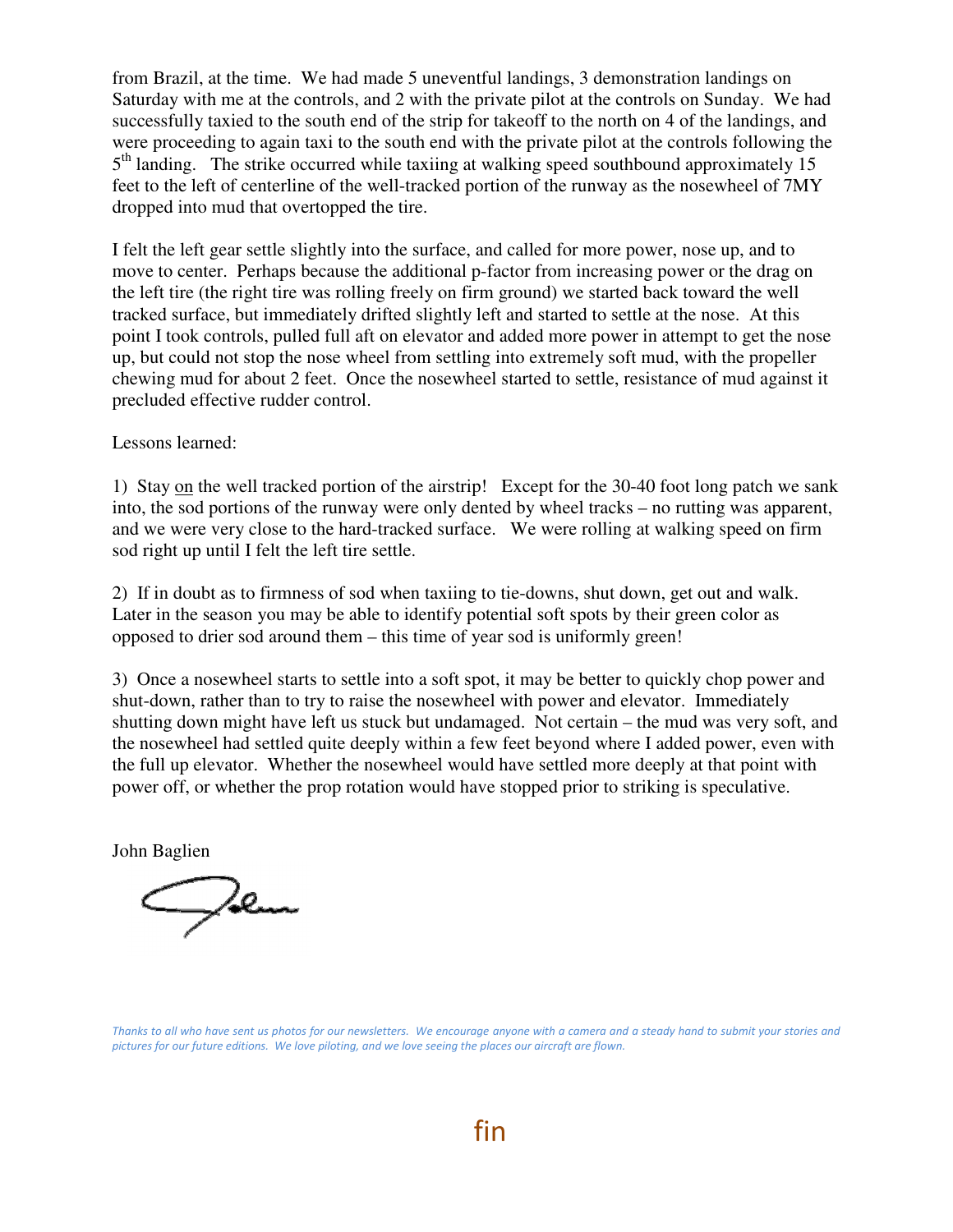from Brazil, at the time. We had made 5 uneventful landings, 3 demonstration landings on Saturday with me at the controls, and 2 with the private pilot at the controls on Sunday. We had successfully taxied to the south end of the strip for takeoff to the north on 4 of the landings, and were proceeding to again taxi to the south end with the private pilot at the controls following the 5th landing. The strike occurred while taxiing at walking speed southbound approximately 15 feet to the left of centerline of the well-tracked portion of the runway as the nosewheel of 7MY dropped into mud that overtopped the tire.

I felt the left gear settle slightly into the surface, and called for more power, nose up, and to move to center. Perhaps because the additional p-factor from increasing power or the drag on the left tire (the right tire was rolling freely on firm ground) we started back toward the well tracked surface, but immediately drifted slightly left and started to settle at the nose. At this point I took controls, pulled full aft on elevator and added more power in attempt to get the nose up, but could not stop the nose wheel from settling into extremely soft mud, with the propeller chewing mud for about 2 feet. Once the nosewheel started to settle, resistance of mud against it precluded effective rudder control.

Lessons learned:

1) Stay <u>on</u> the well tracked portion of the airstrip! Except for the 30-40 foot long patch we sank into, the sod portions of the runway were only dented by wheel tracks – no rutting was apparent, and we were very close to the hard-tracked surface. We were rolling at walking speed on firm sod right up until I felt the left tire settle.

2) If in doubt as to firmness of sod when taxiing to tie-downs, shut down, get out and walk. Later in the season you may be able to identify potential soft spots by their green color as opposed to drier sod around them – this time of year sod is uniformly green!

3) Once a nosewheel starts to settle into a soft spot, it may be better to quickly chop power and shut-down, rather than to try to raise the nosewheel with power and elevator. Immediately shutting down might have left us stuck but undamaged. Not certain – the mud was very soft, and the nosewheel had settled quite deeply within a few feet beyond where I added power, even with the full up elevator. Whether the nosewheel would have settled more deeply at that point with power off, or whether the prop rotation would have stopped prior to striking is speculative.

John Baglien

*Thanks to all who have sent us photos for our newsletters. We encourage anyone with a camera and a steady hand to submit your stories and pictures for our future editions. We love piloting, and we love seeing the places our aircraft are flown.*

fin